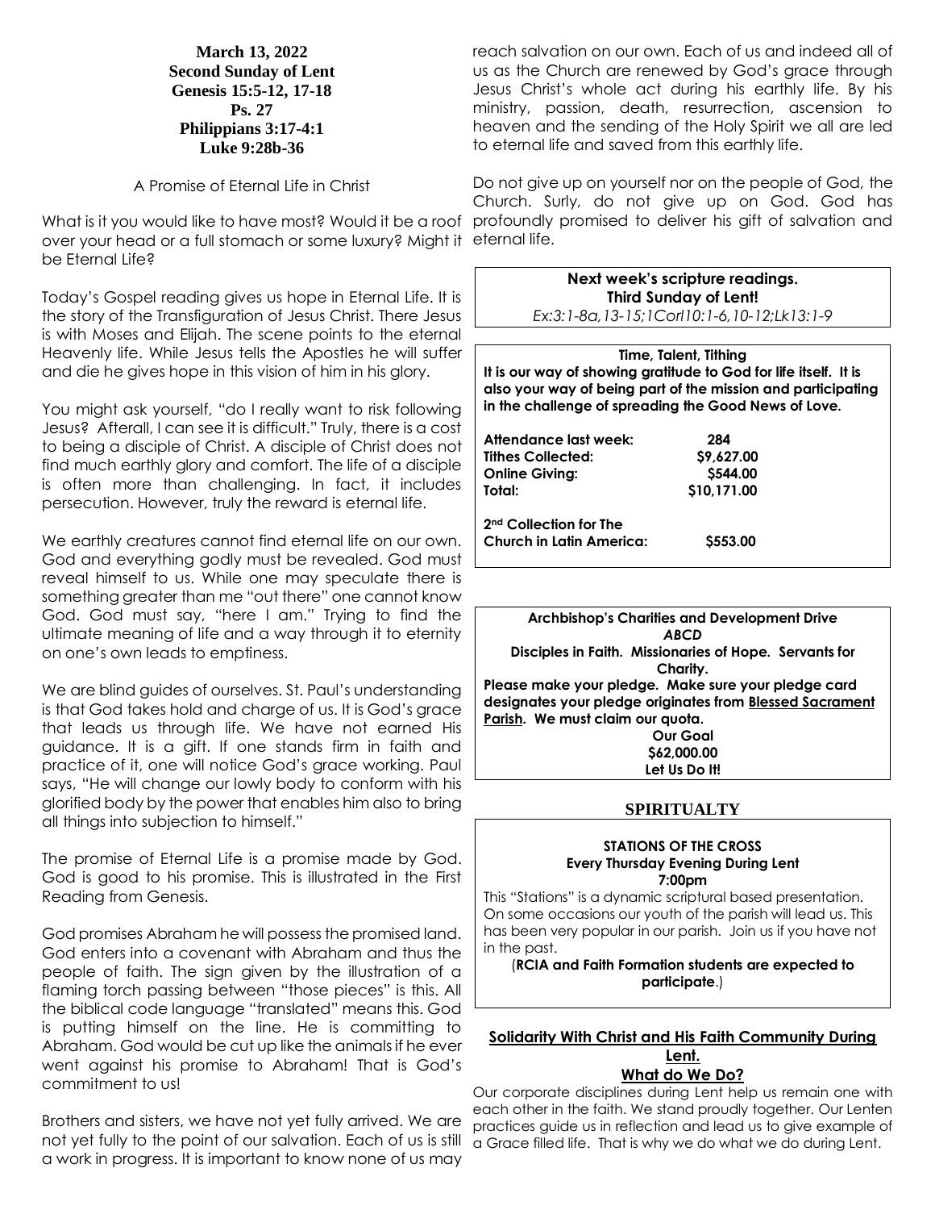**March 13, 2022**
**Second Sunday of Lent**
**Genesis 15:5-12, 17-18**
**Ps. 27**
**Philippians 3:17-4:1**
**Luke 9:28b-36**

A Promise of Eternal Life in Christ

What is it you would like to have most? Would it be a roof over your head or a full stomach or some luxury? Might it be Eternal Life?

Today's Gospel reading gives us hope in Eternal Life. It is the story of the Transfiguration of Jesus Christ. There Jesus is with Moses and Elijah. The scene points to the eternal Heavenly life. While Jesus tells the Apostles he will suffer and die he gives hope in this vision of him in his glory.

You might ask yourself, "do I really want to risk following Jesus? Afterall, I can see it is difficult." Truly, there is a cost to being a disciple of Christ. A disciple of Christ does not find much earthly glory and comfort. The life of a disciple is often more than challenging. In fact, it includes persecution. However, truly the reward is eternal life.

We earthly creatures cannot find eternal life on our own. God and everything godly must be revealed. God must reveal himself to us. While one may speculate there is something greater than me "out there" one cannot know God. God must say, "here I am." Trying to find the ultimate meaning of life and a way through it to eternity on one's own leads to emptiness.

We are blind guides of ourselves. St. Paul's understanding is that God takes hold and charge of us. It is God's grace that leads us through life. We have not earned His guidance. It is a gift. If one stands firm in faith and practice of it, one will notice God's grace working. Paul says, "He will change our lowly body to conform with his glorified body by the power that enables him also to bring all things into subjection to himself."

The promise of Eternal Life is a promise made by God. God is good to his promise. This is illustrated in the First Reading from Genesis.

God promises Abraham he will possess the promised land. God enters into a covenant with Abraham and thus the people of faith. The sign given by the illustration of a flaming torch passing between "those pieces" is this. All the biblical code language "translated" means this. God is putting himself on the line. He is committing to Abraham. God would be cut up like the animals if he ever went against his promise to Abraham! That is God's commitment to us!

Brothers and sisters, we have not yet fully arrived. We are not yet fully to the point of our salvation. Each of us is still a work in progress. It is important to know none of us may reach salvation on our own. Each of us and indeed all of us as the Church are renewed by God's grace through Jesus Christ's whole act during his earthly life. By his ministry, passion, death, resurrection, ascension to heaven and the sending of the Holy Spirit we all are led to eternal life and saved from this earthly life.

Do not give up on yourself nor on the people of God, the Church. Surly, do not give up on God. God has profoundly promised to deliver his gift of salvation and eternal life.

**Next week's scripture readings.**
**Third Sunday of Lent!**
*Ex:3:1-8a,13-15;1CorI10:1-6,10-12;Lk13:1-9*

**Time, Talent, Tithing**
**It is our way of showing gratitude to God for life itself. It is also your way of being part of the mission and participating in the challenge of spreading the Good News of Love.**

| | |
|---|---|
| **Attendance last week:** | **284** |
| **Tithes Collected:** | **$9,627.00** |
| **Online Giving:** | **$544.00** |
| **Total:** | **$10,171.00** |
| **2nd Collection for The Church in Latin America:** | **$553.00** |

**Archbishop's Charities and Development Drive**
***ABCD***
**Disciples in Faith. Missionaries of Hope. Servants for Charity.**
**Please make your pledge. Make sure your pledge card designates your pledge originates from Blessed Sacrament Parish. We must claim our quota.**
**Our Goal**
**$62,000.00**
**Let Us Do It!**

## SPIRITUALTY

**STATIONS OF THE CROSS**
**Every Thursday Evening During Lent**
**7:00pm**

This "Stations" is a dynamic scriptural based presentation. On some occasions our youth of the parish will lead us. This has been very popular in our parish. Join us if you have not in the past.

(**RCIA and Faith Formation students are expected to participate**.)

### Solidarity With Christ and His Faith Community During Lent.
### What do We Do?

Our corporate disciplines during Lent help us remain one with each other in the faith. We stand proudly together. Our Lenten practices guide us in reflection and lead us to give example of a Grace filled life. That is why we do what we do during Lent.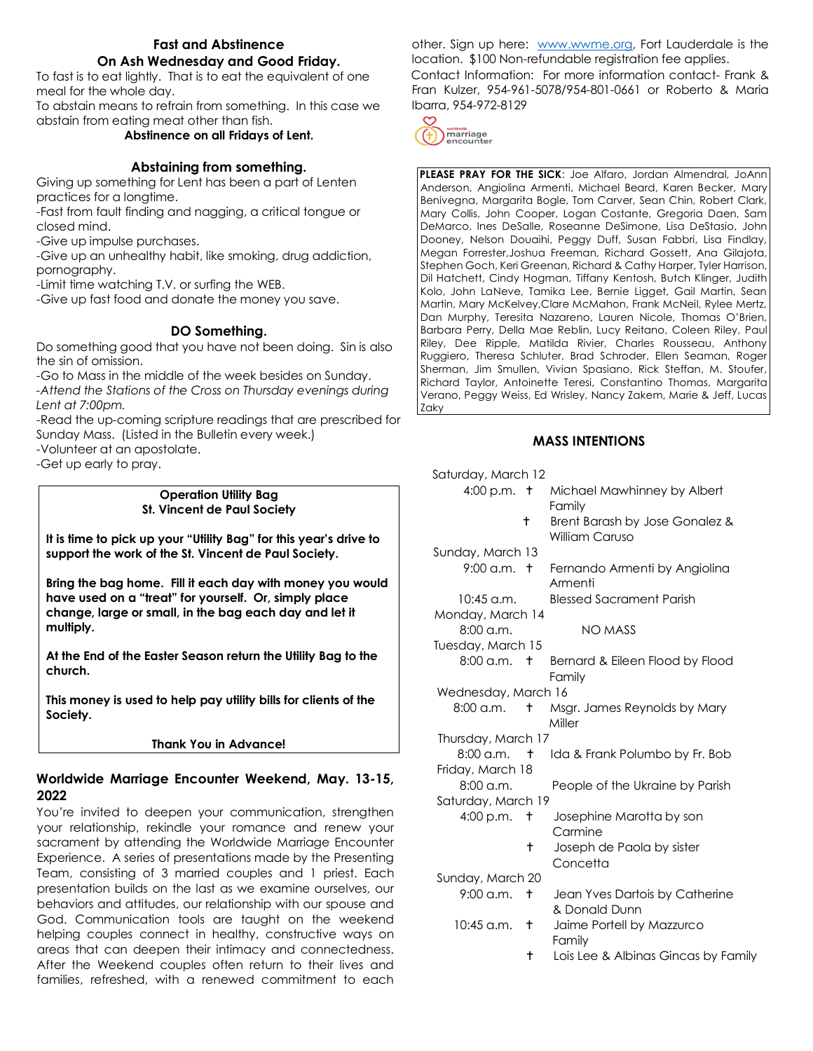### Fast and Abstinence
### On Ash Wednesday and Good Friday.

To fast is to eat lightly. That is to eat the equivalent of one meal for the whole day.
To abstain means to refrain from something. In this case we abstain from eating meat other than fish.

**Abstinence on all Fridays of Lent.**

### Abstaining from something.

Giving up something for Lent has been a part of Lenten practices for a longtime.
-Fast from fault finding and nagging, a critical tongue or closed mind.
-Give up impulse purchases.
-Give up an unhealthy habit, like smoking, drug addiction, pornography.
-Limit time watching T.V. or surfing the WEB.
-Give up fast food and donate the money you save.

### DO Something.

Do something good that you have not been doing. Sin is also the sin of omission.
-Go to Mass in the middle of the week besides on Sunday.
-*Attend the Stations of the Cross on Thursday evenings during Lent at 7:00pm.*
-Read the up-coming scripture readings that are prescribed for Sunday Mass. (Listed in the Bulletin every week.)
-Volunteer at an apostolate.
-Get up early to pray.

**Operation Utility Bag**
**St. Vincent de Paul Society**

**It is time to pick up your "Utility Bag" for this year's drive to support the work of the St. Vincent de Paul Society.**

**Bring the bag home. Fill it each day with money you would have used on a "treat" for yourself. Or, simply place change, large or small, in the bag each day and let it multiply.**

**At the End of the Easter Season return the Utility Bag to the church.**

**This money is used to help pay utility bills for clients of the Society.**

**Thank You in Advance!**

### Worldwide Marriage Encounter Weekend, May. 13-15, 2022

You're invited to deepen your communication, strengthen your relationship, rekindle your romance and renew your sacrament by attending the Worldwide Marriage Encounter Experience. A series of presentations made by the Presenting Team, consisting of 3 married couples and 1 priest. Each presentation builds on the last as we examine ourselves, our behaviors and attitudes, our relationship with our spouse and God. Communication tools are taught on the weekend helping couples connect in healthy, constructive ways on areas that can deepen their intimacy and connectedness. After the Weekend couples often return to their lives and families, refreshed, with a renewed commitment to each other. Sign up here: www.wwme.org, Fort Lauderdale is the location. $100 Non-refundable registration fee applies.
Contact Information: For more information contact- Frank & Fran Kulzer, 954-961-5078/954-801-0661 or Roberto & Maria Ibarra, 954-972-8129

**PLEASE PRAY FOR THE SICK**: Joe Alfaro, Jordan Almendral, JoAnn Anderson, Angiolina Armenti, Michael Beard, Karen Becker, Mary Benivegna, Margarita Bogle, Tom Carver, Sean Chin, Robert Clark, Mary Collis, John Cooper, Logan Costante, Gregoria Daen, Sam DeMarco, Ines DeSalle, Roseanne DeSimone, Lisa DeStasio, John Dooney, Nelson Douaihi, Peggy Duff, Susan Fabbri, Lisa Findlay, Megan Forrester,Joshua Freeman, Richard Gossett, Ana Gilajota, Stephen Goch, Keri Greenan, Richard & Cathy Harper, Tyler Harrison, Dil Hatchett, Cindy Hogman, Tiffany Kentosh, Butch Klinger, Judith Kolo, John LaNeve, Tamika Lee, Bernie Ligget, Gail Martin, Sean Martin, Mary McKelvey,Clare McMahon, Frank McNeil, Rylee Mertz, Dan Murphy, Teresita Nazareno, Lauren Nicole, Thomas O'Brien, Barbara Perry, Della Mae Reblin, Lucy Reitano, Coleen Riley, Paul Riley, Dee Ripple, Matilda Rivier, Charles Rousseau, Anthony Ruggiero, Theresa Schluter, Brad Schroder, Ellen Seaman, Roger Sherman, Jim Smullen, Vivian Spasiano, Rick Steffan, M. Stoufer, Richard Taylor, Antoinette Teresi, Constantino Thomas, Margarita Verano, Peggy Weiss, Ed Wrisley, Nancy Zakem, Marie & Jeff, Lucas Zaky

### MASS INTENTIONS

Saturday, March 12
4:00 p.m. † Michael Mawhinney by Albert Family
† Brent Barash by Jose Gonalez & William Caruso

Sunday, March 13
9:00 a.m. † Fernando Armenti by Angiolina Armenti
10:45 a.m. Blessed Sacrament Parish

Monday, March 14
8:00 a.m. NO MASS

Tuesday, March 15
8:00 a.m. † Bernard & Eileen Flood by Flood Family

Wednesday, March 16
8:00 a.m. † Msgr. James Reynolds by Mary Miller

Thursday, March 17
8:00 a.m. † Ida & Frank Polumbo by Fr. Bob

Friday, March 18
8:00 a.m. People of the Ukraine by Parish

Saturday, March 19
4:00 p.m. † Josephine Marotta by son Carmine
† Joseph de Paola by sister Concetta

Sunday, March 20
9:00 a.m. † Jean Yves Dartois by Catherine & Donald Dunn
10:45 a.m. † Jaime Portell by Mazzurco Family
† Lois Lee & Albinas Gincas by Family